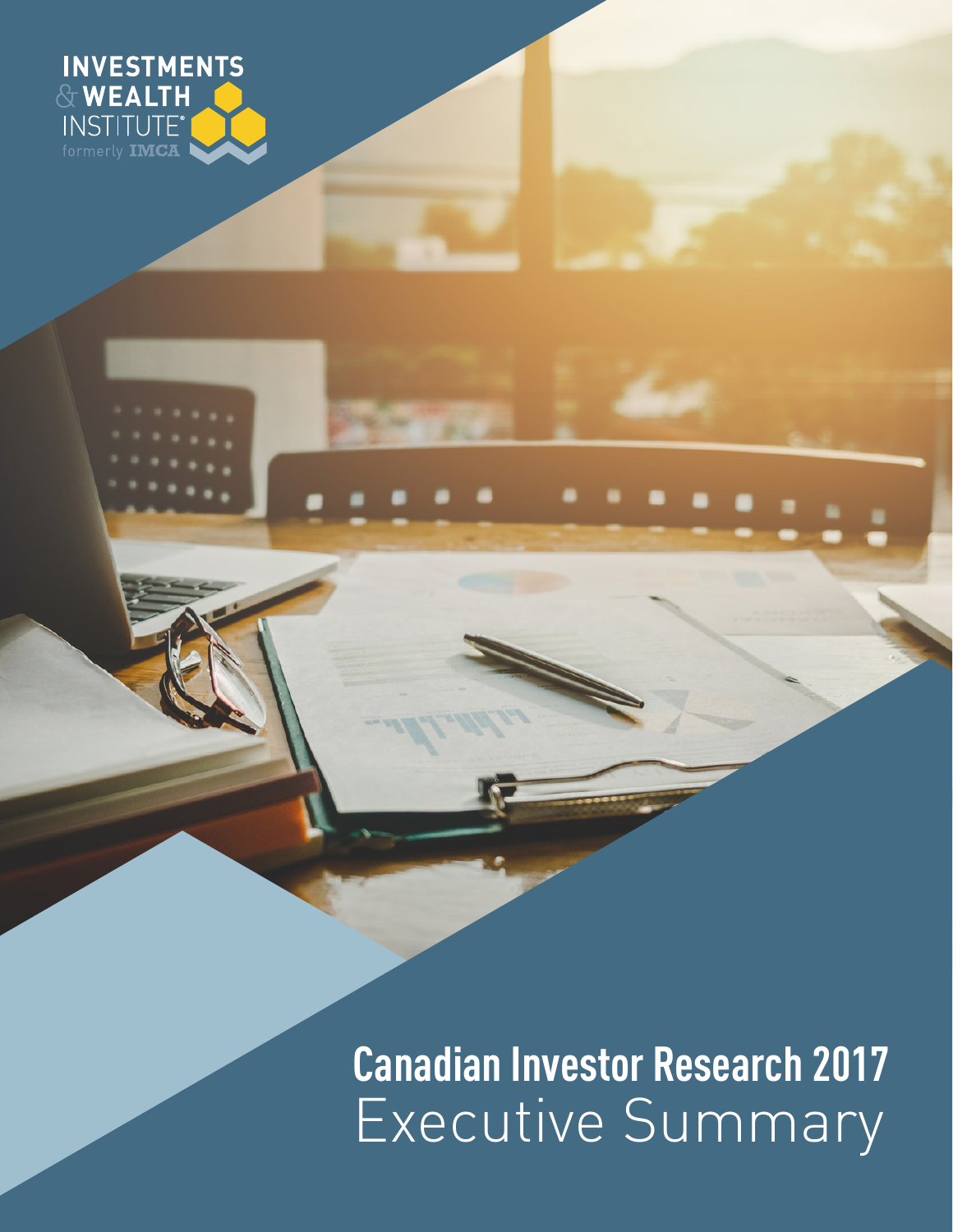INVESTMENTS & WEALTH INSTITUTE®

formerly IMCA

# Canadian Investor Research 2017

## Executive Summary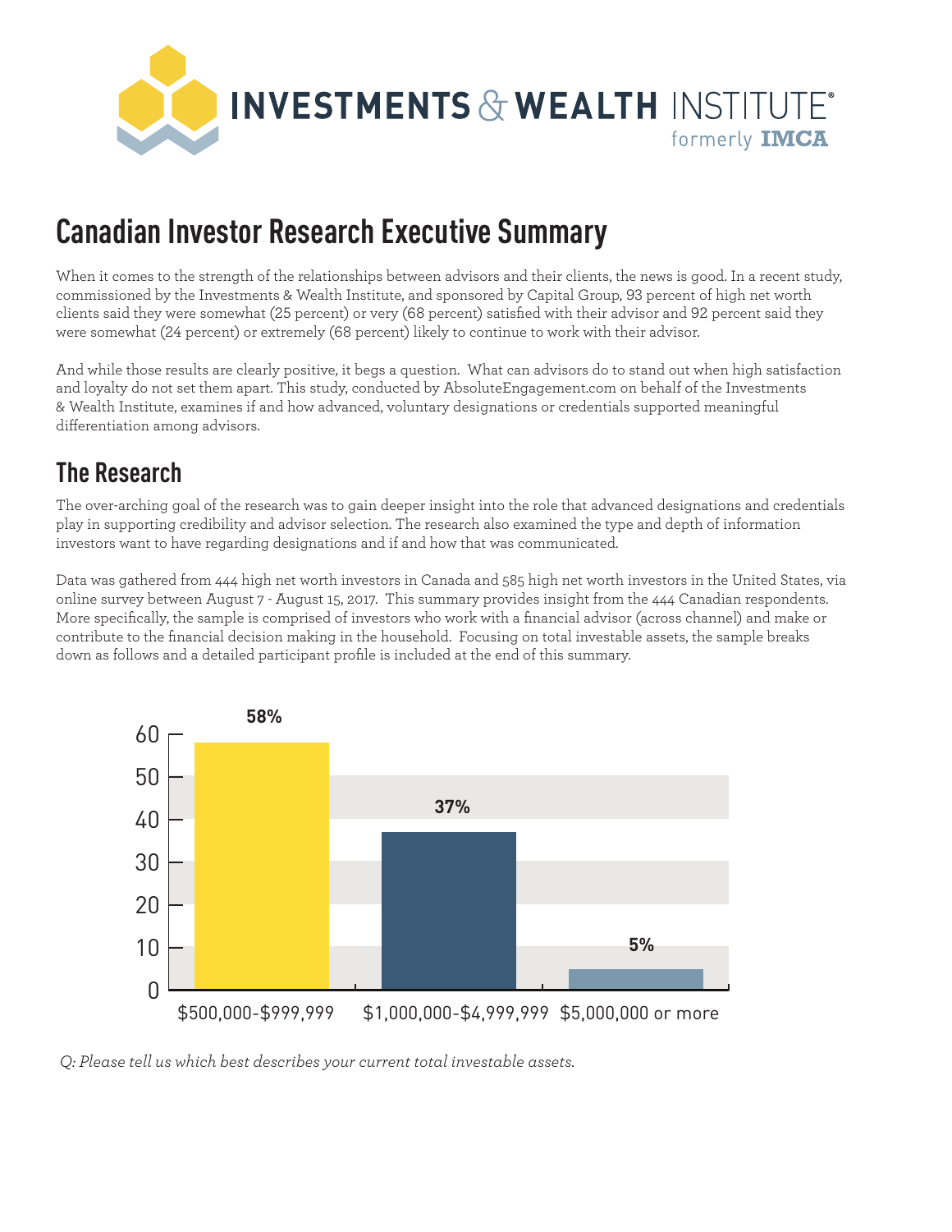# Canadian Investor Research Executive Summary

When it comes to the strength of the relationships between advisors and their clients, the news is good. In a recent study, commissioned by the Investments & Wealth Institute, and sponsored by Capital Group, 93 percent of high net worth clients said they were somewhat (25 percent) or very (68 percent) satisfied with their advisor and 92 percent said they were somewhat (24 percent) or extremely (68 percent) likely to continue to work with their advisor.

And while those results are clearly positive, it begs a question. What can advisors do to stand out when high satisfaction and loyalty do not set them apart. This study, conducted by AbsoluteEngagement.com on behalf of the Investments & Wealth Institute, examines if and how advanced, voluntary designations or credentials supported meaningful differentiation among advisors.

## The Research

The over-arching goal of the research was to gain deeper insight into the role that advanced designations and credentials play in supporting credibility and advisor selection. The research also examined the type and depth of information investors want to have regarding designations and if and how that was communicated.

Data was gathered from 444 high net worth investors in Canada and 585 high net worth investors in the United States, via online survey between August 7 - August 15, 2017. This summary provides insight from the 444 Canadian respondents. More specifically, the sample is comprised of investors who work with a financial advisor (across channel) and make or contribute to the financial decision making in the household. Focusing on total investable assets, the sample breaks down as follows and a detailed participant profile is included at the end of this summary.

| Total investable assets | Percent |
|---|---|
| $500,000-$999,999 | 58% |
| $1,000,000-$4,999,999 | 37% |
| $5,000,000 or more | 5% |

*Q: Please tell us which best describes your current total investable assets.*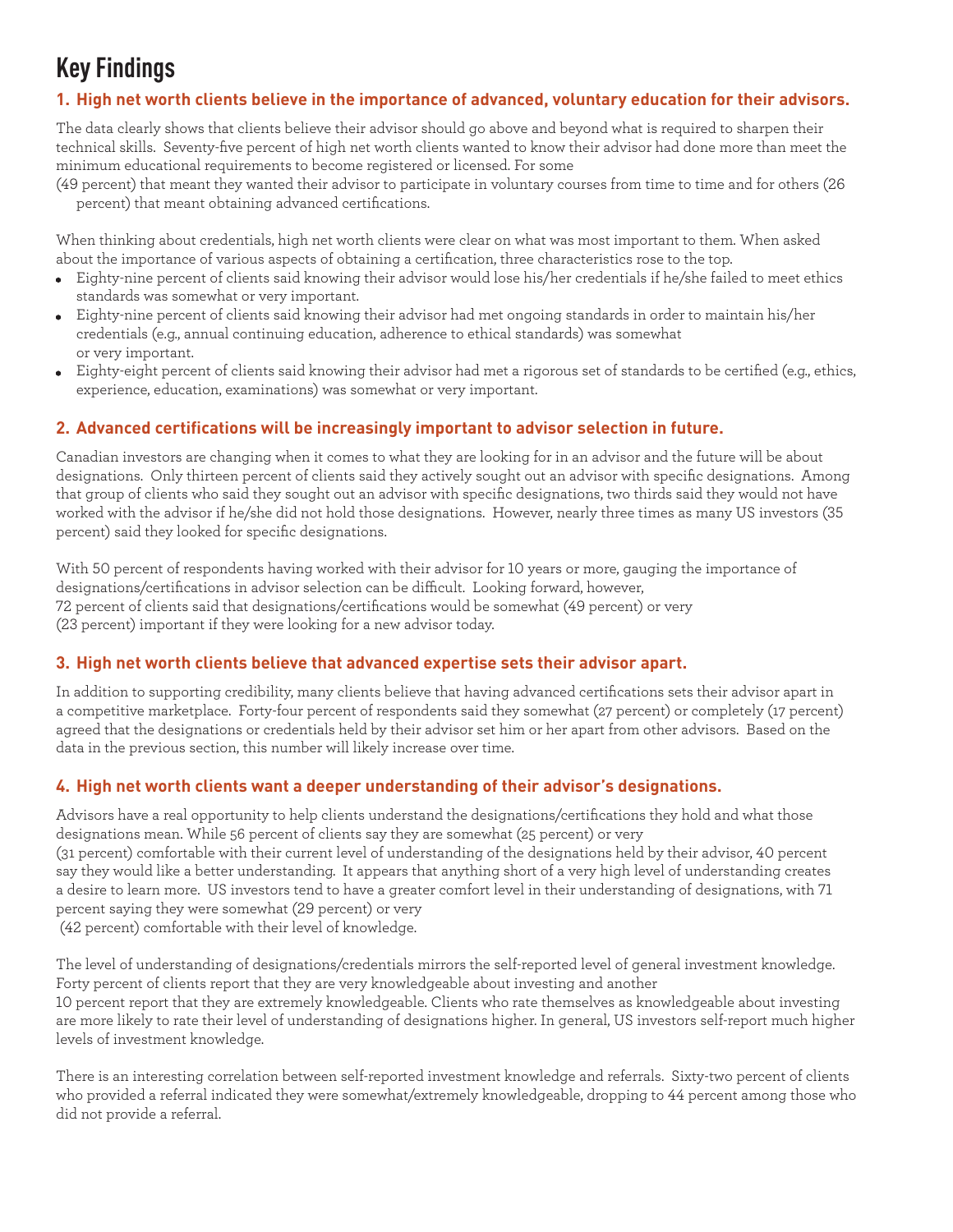# Key Findings

## 1. High net worth clients believe in the importance of advanced, voluntary education for their advisors.

The data clearly shows that clients believe their advisor should go above and beyond what is required to sharpen their technical skills. Seventy-five percent of high net worth clients wanted to know their advisor had done more than meet the minimum educational requirements to become registered or licensed. For some (49 percent) that meant they wanted their advisor to participate in voluntary courses from time to time and for others (26 percent) that meant obtaining advanced certifications.

When thinking about credentials, high net worth clients were clear on what was most important to them. When asked about the importance of various aspects of obtaining a certification, three characteristics rose to the top.

- Eighty-nine percent of clients said knowing their advisor would lose his/her credentials if he/she failed to meet ethics standards was somewhat or very important.
- Eighty-nine percent of clients said knowing their advisor had met ongoing standards in order to maintain his/her credentials (e.g., annual continuing education, adherence to ethical standards) was somewhat or very important.
- Eighty-eight percent of clients said knowing their advisor had met a rigorous set of standards to be certified (e.g., ethics, experience, education, examinations) was somewhat or very important.

## 2. Advanced certifications will be increasingly important to advisor selection in future.

Canadian investors are changing when it comes to what they are looking for in an advisor and the future will be about designations. Only thirteen percent of clients said they actively sought out an advisor with specific designations. Among that group of clients who said they sought out an advisor with specific designations, two thirds said they would not have worked with the advisor if he/she did not hold those designations. However, nearly three times as many US investors (35 percent) said they looked for specific designations.

With 50 percent of respondents having worked with their advisor for 10 years or more, gauging the importance of designations/certifications in advisor selection can be difficult. Looking forward, however, 72 percent of clients said that designations/certifications would be somewhat (49 percent) or very (23 percent) important if they were looking for a new advisor today.

## 3. High net worth clients believe that advanced expertise sets their advisor apart.

In addition to supporting credibility, many clients believe that having advanced certifications sets their advisor apart in a competitive marketplace. Forty-four percent of respondents said they somewhat (27 percent) or completely (17 percent) agreed that the designations or credentials held by their advisor set him or her apart from other advisors. Based on the data in the previous section, this number will likely increase over time.

## 4. High net worth clients want a deeper understanding of their advisor's designations.

Advisors have a real opportunity to help clients understand the designations/certifications they hold and what those designations mean. While 56 percent of clients say they are somewhat (25 percent) or very (31 percent) comfortable with their current level of understanding of the designations held by their advisor, 40 percent say they would like a better understanding. It appears that anything short of a very high level of understanding creates a desire to learn more. US investors tend to have a greater comfort level in their understanding of designations, with 71 percent saying they were somewhat (29 percent) or very (42 percent) comfortable with their level of knowledge.

The level of understanding of designations/credentials mirrors the self-reported level of general investment knowledge. Forty percent of clients report that they are very knowledgeable about investing and another 10 percent report that they are extremely knowledgeable. Clients who rate themselves as knowledgeable about investing are more likely to rate their level of understanding of designations higher. In general, US investors self-report much higher levels of investment knowledge.

There is an interesting correlation between self-reported investment knowledge and referrals. Sixty-two percent of clients who provided a referral indicated they were somewhat/extremely knowledgeable, dropping to 44 percent among those who did not provide a referral.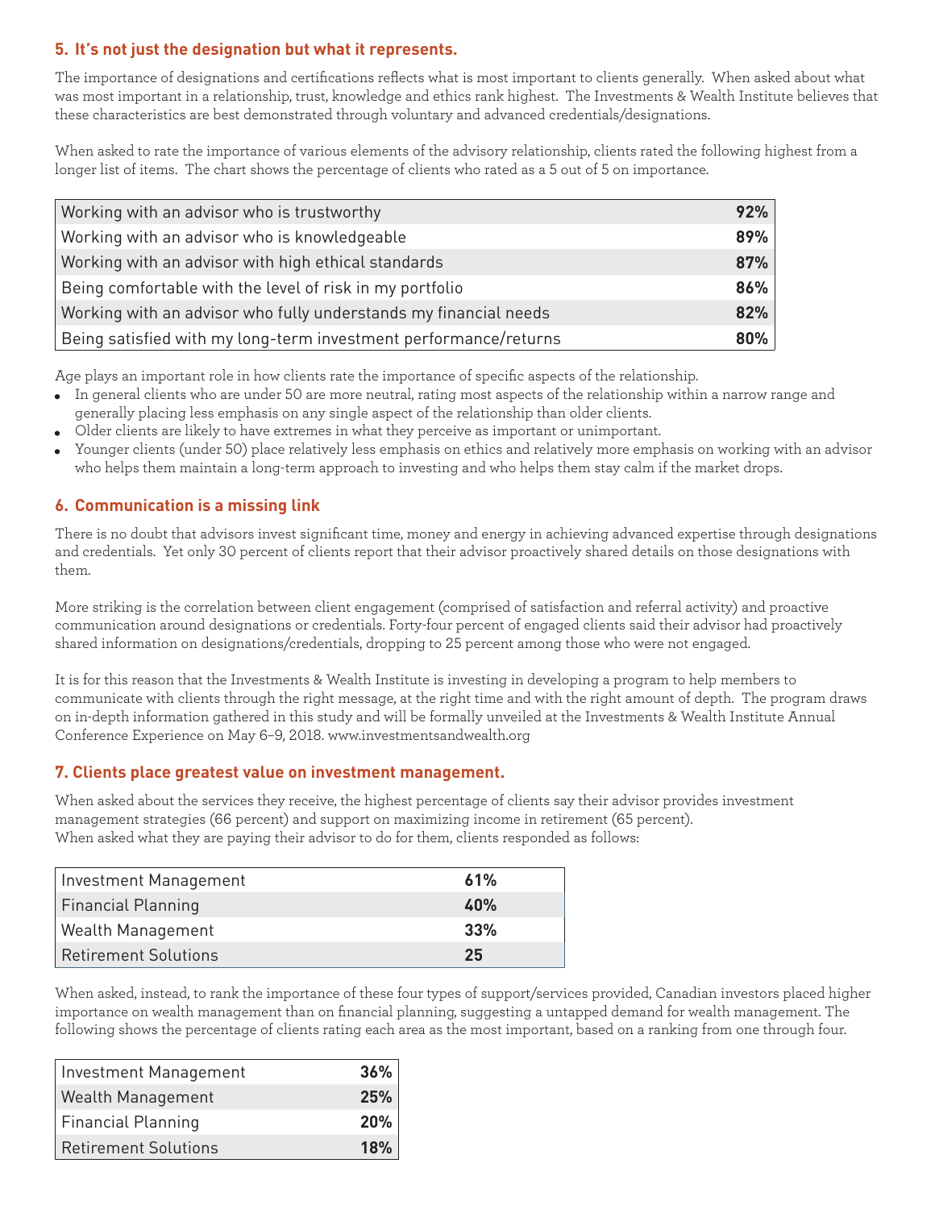## 5. It's not just the designation but what it represents.

The importance of designations and certifications reflects what is most important to clients generally. When asked about what was most important in a relationship, trust, knowledge and ethics rank highest. The Investments & Wealth Institute believes that these characteristics are best demonstrated through voluntary and advanced credentials/designations.

When asked to rate the importance of various elements of the advisory relationship, clients rated the following highest from a longer list of items. The chart shows the percentage of clients who rated as a 5 out of 5 on importance.

| | |
|---|---|
| Working with an advisor who is trustworthy | **92%** |
| Working with an advisor who is knowledgeable | **89%** |
| Working with an advisor with high ethical standards | **87%** |
| Being comfortable with the level of risk in my portfolio | **86%** |
| Working with an advisor who fully understands my financial needs | **82%** |
| Being satisfied with my long-term investment performance/returns | **80%** |

Age plays an important role in how clients rate the importance of specific aspects of the relationship.

- In general clients who are under 50 are more neutral, rating most aspects of the relationship within a narrow range and generally placing less emphasis on any single aspect of the relationship than older clients.
- Older clients are likely to have extremes in what they perceive as important or unimportant.
- Younger clients (under 50) place relatively less emphasis on ethics and relatively more emphasis on working with an advisor who helps them maintain a long-term approach to investing and who helps them stay calm if the market drops.

## 6. Communication is a missing link

There is no doubt that advisors invest significant time, money and energy in achieving advanced expertise through designations and credentials. Yet only 30 percent of clients report that their advisor proactively shared details on those designations with them.

More striking is the correlation between client engagement (comprised of satisfaction and referral activity) and proactive communication around designations or credentials. Forty-four percent of engaged clients said their advisor had proactively shared information on designations/credentials, dropping to 25 percent among those who were not engaged.

It is for this reason that the Investments & Wealth Institute is investing in developing a program to help members to communicate with clients through the right message, at the right time and with the right amount of depth. The program draws on in-depth information gathered in this study and will be formally unveiled at the Investments & Wealth Institute Annual Conference Experience on May 6–9, 2018. www.investmentsandwealth.org

## 7. Clients place greatest value on investment management.

When asked about the services they receive, the highest percentage of clients say their advisor provides investment management strategies (66 percent) and support on maximizing income in retirement (65 percent).
When asked what they are paying their advisor to do for them, clients responded as follows:

| | |
|---|---|
| Investment Management | **61%** |
| Financial Planning | **40%** |
| Wealth Management | **33%** |
| Retirement Solutions | **25** |

When asked, instead, to rank the importance of these four types of support/services provided, Canadian investors placed higher importance on wealth management than on financial planning, suggesting a untapped demand for wealth management. The following shows the percentage of clients rating each area as the most important, based on a ranking from one through four.

| | |
|---|---|
| Investment Management | **36%** |
| Wealth Management | **25%** |
| Financial Planning | **20%** |
| Retirement Solutions | **18%** |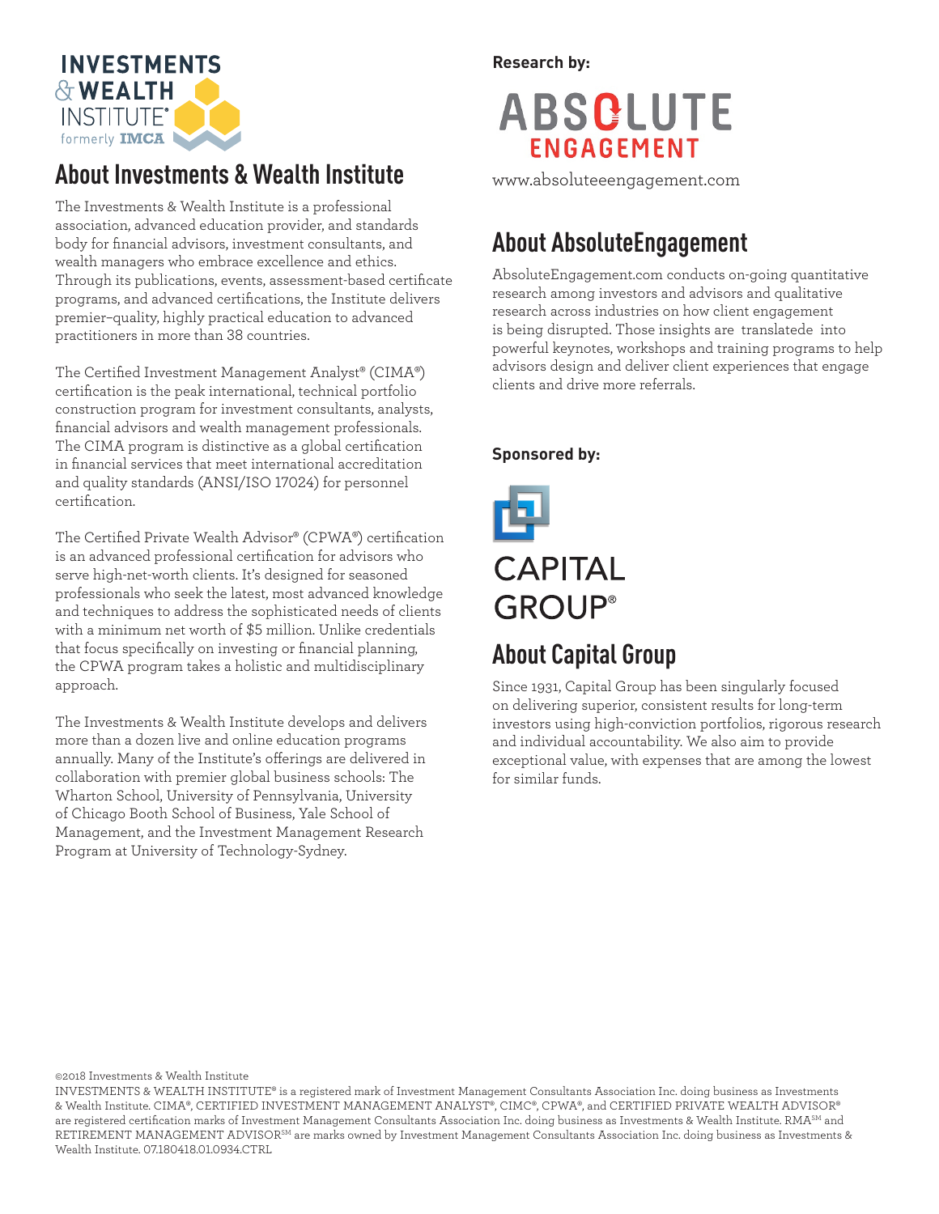INVESTMENTS & WEALTH INSTITUTE® formerly IMCA

## About Investments & Wealth Institute

The Investments & Wealth Institute is a professional association, advanced education provider, and standards body for financial advisors, investment consultants, and wealth managers who embrace excellence and ethics. Through its publications, events, assessment-based certificate programs, and advanced certifications, the Institute delivers premier–quality, highly practical education to advanced practitioners in more than 38 countries.

The Certified Investment Management Analyst® (CIMA®) certification is the peak international, technical portfolio construction program for investment consultants, analysts, financial advisors and wealth management professionals. The CIMA program is distinctive as a global certification in financial services that meet international accreditation and quality standards (ANSI/ISO 17024) for personnel certification.

The Certified Private Wealth Advisor® (CPWA®) certification is an advanced professional certification for advisors who serve high-net-worth clients. It's designed for seasoned professionals who seek the latest, most advanced knowledge and techniques to address the sophisticated needs of clients with a minimum net worth of $5 million. Unlike credentials that focus specifically on investing or financial planning, the CPWA program takes a holistic and multidisciplinary approach.

The Investments & Wealth Institute develops and delivers more than a dozen live and online education programs annually. Many of the Institute's offerings are delivered in collaboration with premier global business schools: The Wharton School, University of Pennsylvania, University of Chicago Booth School of Business, Yale School of Management, and the Investment Management Research Program at University of Technology-Sydney.

**Research by:**

ABSOLUTE ENGAGEMENT

www.absoluteengagement.com

## About AbsoluteEngagement

AbsoluteEngagement.com conducts on-going quantitative research among investors and advisors and qualitative research across industries on how client engagement is being disrupted. Those insights are translatede into powerful keynotes, workshops and training programs to help advisors design and deliver client experiences that engage clients and drive more referrals.

**Sponsored by:**

CAPITAL GROUP®

## About Capital Group

Since 1931, Capital Group has been singularly focused on delivering superior, consistent results for long-term investors using high-conviction portfolios, rigorous research and individual accountability. We also aim to provide exceptional value, with expenses that are among the lowest for similar funds.

©2018 Investments & Wealth Institute

INVESTMENTS & WEALTH INSTITUTE® is a registered mark of Investment Management Consultants Association Inc. doing business as Investments & Wealth Institute. CIMA®, CERTIFIED INVESTMENT MANAGEMENT ANALYST®, CIMC®, CPWA®, and CERTIFIED PRIVATE WEALTH ADVISOR® are registered certification marks of Investment Management Consultants Association Inc. doing business as Investments & Wealth Institute. RMA℠ and RETIREMENT MANAGEMENT ADVISOR℠ are marks owned by Investment Management Consultants Association Inc. doing business as Investments & Wealth Institute. 07.180418.01.0934.CTRL